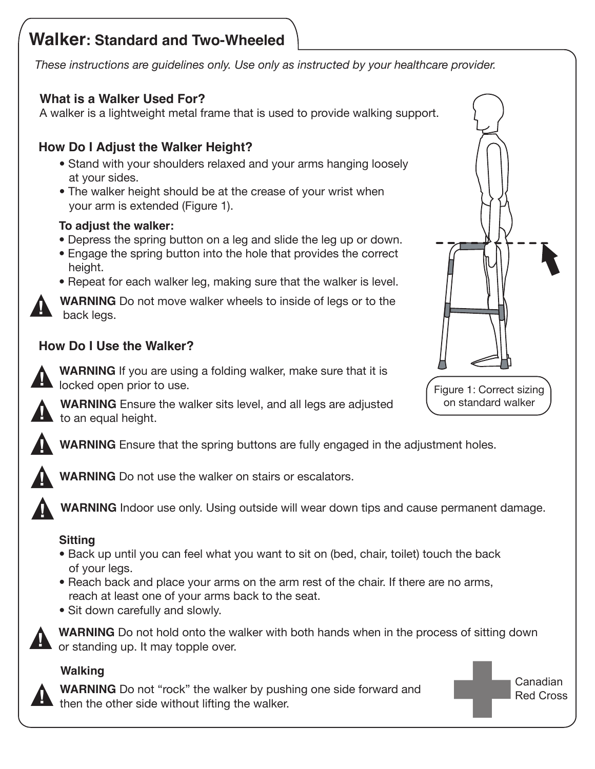# Walker: Standard and Two-Wheeled

*These instructions are guidelines only. Use only as instructed by your healthcare provider.*

## What is a Walker Used For?

A walker is a lightweight metal frame that is used to provide walking support.

## How Do I Adjust the Walker Height?

- Stand with your shoulders relaxed and your arms hanging loosely at your sides.
- The walker height should be at the crease of your wrist when your arm is extended (Figure 1).

### To adjust the walker:

- Depress the spring button on a leg and slide the leg up or down.
- Engage the spring button into the hole that provides the correct height.
- Repeat for each walker leg, making sure that the walker is level.

**WARNING** Do not move walker wheels to inside of legs or to the back legs.

Figure 1: Correct sizing on standard walker

## How Do I Use the Walker?

**WARNING** If you are using a folding walker, make sure that it is locked open prior to use.

**WARNING** Ensure the walker sits level, and all legs are adjusted to an equal height.

**WARNING** Ensure that the spring buttons are fully engaged in the adjustment holes.

**WARNING** Do not use the walker on stairs or escalators.

**WARNING** Indoor use only. Using outside will wear down tips and cause permanent damage.

### Sitting

- Back up until you can feel what you want to sit on (bed, chair, toilet) touch the back of your legs.
- Reach back and place your arms on the arm rest of the chair. If there are no arms, reach at least one of your arms back to the seat.
- Sit down carefully and slowly.

**WARNING** Do not hold onto the walker with both hands when in the process of sitting down or standing up. It may topple over.

### Walking

**WARNING** Do not "rock" the walker by pushing one side forward and then the other side without lifting the walker.

Canadian Red Cross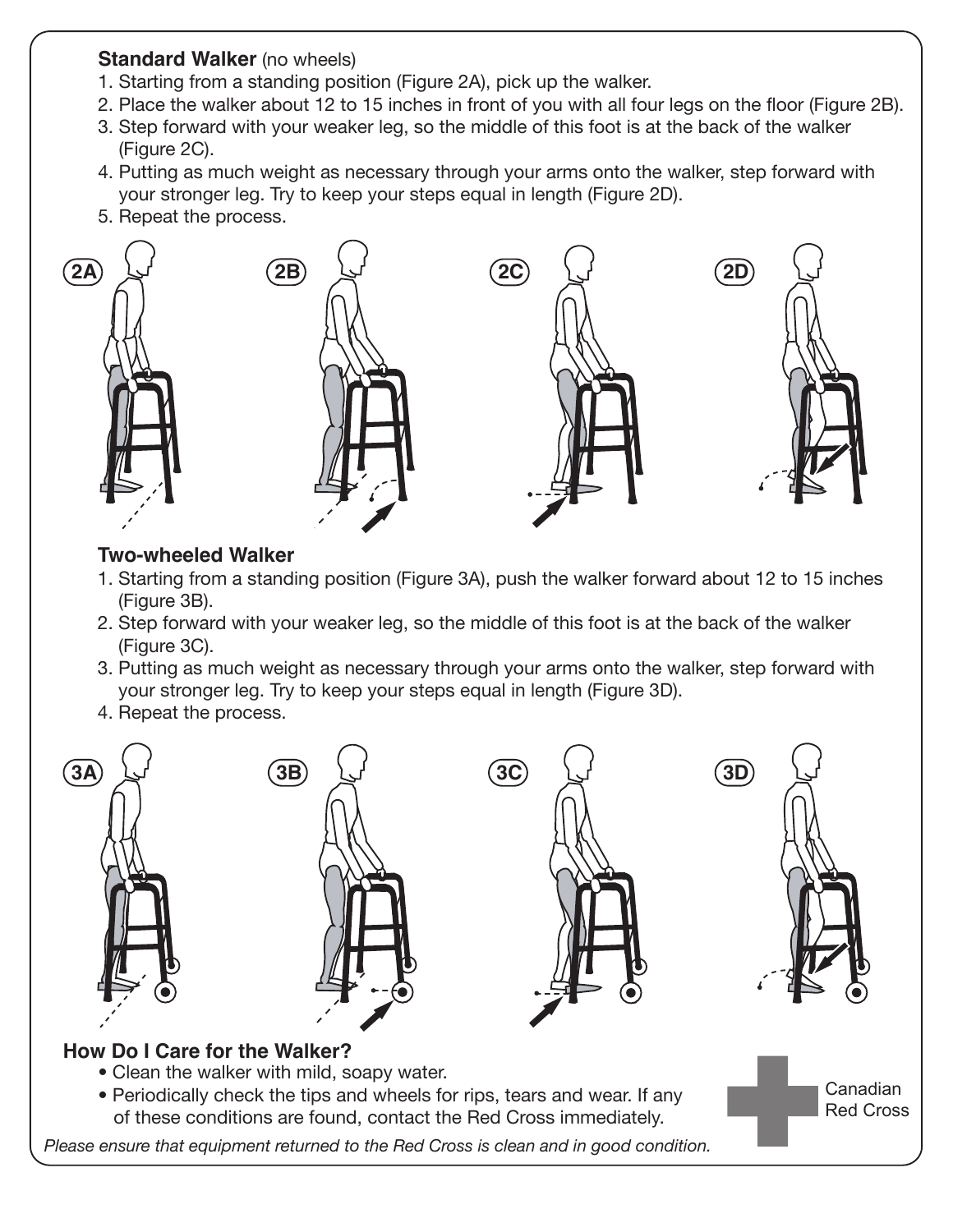**Standard Walker** (no wheels)

1. Starting from a standing position (Figure 2A), pick up the walker.
2. Place the walker about 12 to 15 inches in front of you with all four legs on the floor (Figure 2B).
3. Step forward with your weaker leg, so the middle of this foot is at the back of the walker (Figure 2C).
4. Putting as much weight as necessary through your arms onto the walker, step forward with your stronger leg. Try to keep your steps equal in length (Figure 2D).
5. Repeat the process.

2A

2B

2C

2D

**Two-wheeled Walker**

1. Starting from a standing position (Figure 3A), push the walker forward about 12 to 15 inches (Figure 3B).
2. Step forward with your weaker leg, so the middle of this foot is at the back of the walker (Figure 3C).
3. Putting as much weight as necessary through your arms onto the walker, step forward with your stronger leg. Try to keep your steps equal in length (Figure 3D).
4. Repeat the process.

3A

3B

3C

3D

**How Do I Care for the Walker?**

- Clean the walker with mild, soapy water.
- Periodically check the tips and wheels for rips, tears and wear. If any of these conditions are found, contact the Red Cross immediately.

Canadian Red Cross

*Please ensure that equipment returned to the Red Cross is clean and in good condition.*